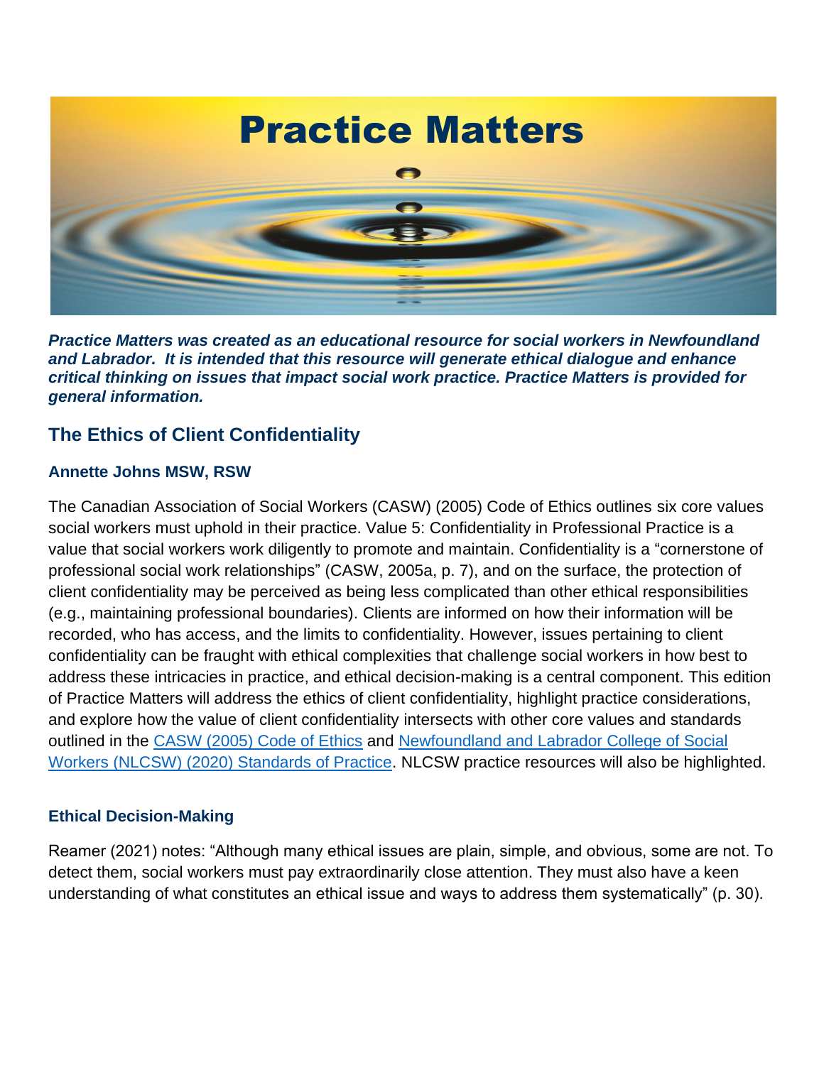# Practice Matters

***Practice Matters was created as an educational resource for social workers in Newfoundland and Labrador. It is intended that this resource will generate ethical dialogue and enhance critical thinking on issues that impact social work practice. Practice Matters is provided for general information.***

## The Ethics of Client Confidentiality

### Annette Johns MSW, RSW

The Canadian Association of Social Workers (CASW) (2005) Code of Ethics outlines six core values social workers must uphold in their practice. Value 5: Confidentiality in Professional Practice is a value that social workers work diligently to promote and maintain. Confidentiality is a "cornerstone of professional social work relationships" (CASW, 2005a, p. 7), and on the surface, the protection of client confidentiality may be perceived as being less complicated than other ethical responsibilities (e.g., maintaining professional boundaries). Clients are informed on how their information will be recorded, who has access, and the limits to confidentiality. However, issues pertaining to client confidentiality can be fraught with ethical complexities that challenge social workers in how best to address these intricacies in practice, and ethical decision-making is a central component. This edition of Practice Matters will address the ethics of client confidentiality, highlight practice considerations, and explore how the value of client confidentiality intersects with other core values and standards outlined in the CASW (2005) Code of Ethics and Newfoundland and Labrador College of Social Workers (NLCSW) (2020) Standards of Practice. NLCSW practice resources will also be highlighted.

### Ethical Decision-Making

Reamer (2021) notes: "Although many ethical issues are plain, simple, and obvious, some are not. To detect them, social workers must pay extraordinarily close attention. They must also have a keen understanding of what constitutes an ethical issue and ways to address them systematically" (p. 30).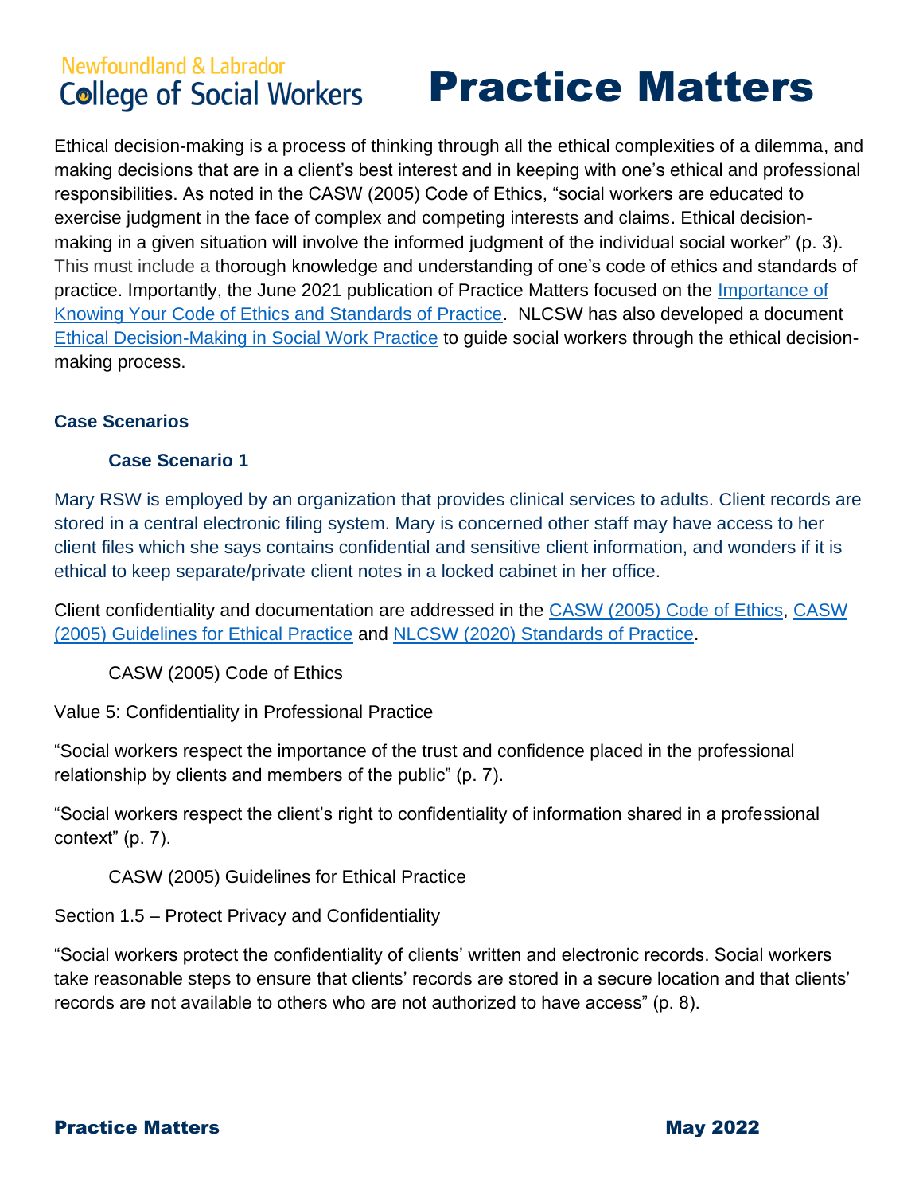Ethical decision-making is a process of thinking through all the ethical complexities of a dilemma, and making decisions that are in a client's best interest and in keeping with one's ethical and professional responsibilities. As noted in the CASW (2005) Code of Ethics, "social workers are educated to exercise judgment in the face of complex and competing interests and claims. Ethical decision-making in a given situation will involve the informed judgment of the individual social worker" (p. 3). This must include a thorough knowledge and understanding of one's code of ethics and standards of practice. Importantly, the June 2021 publication of Practice Matters focused on the Importance of Knowing Your Code of Ethics and Standards of Practice. NLCSW has also developed a document Ethical Decision-Making in Social Work Practice to guide social workers through the ethical decision-making process.

### Case Scenarios

#### Case Scenario 1

Mary RSW is employed by an organization that provides clinical services to adults. Client records are stored in a central electronic filing system. Mary is concerned other staff may have access to her client files which she says contains confidential and sensitive client information, and wonders if it is ethical to keep separate/private client notes in a locked cabinet in her office.

Client confidentiality and documentation are addressed in the CASW (2005) Code of Ethics, CASW (2005) Guidelines for Ethical Practice and NLCSW (2020) Standards of Practice.

CASW (2005) Code of Ethics

Value 5: Confidentiality in Professional Practice

"Social workers respect the importance of the trust and confidence placed in the professional relationship by clients and members of the public" (p. 7).

"Social workers respect the client's right to confidentiality of information shared in a professional context" (p. 7).

CASW (2005) Guidelines for Ethical Practice

Section 1.5 – Protect Privacy and Confidentiality

"Social workers protect the confidentiality of clients' written and electronic records. Social workers take reasonable steps to ensure that clients' records are stored in a secure location and that clients' records are not available to others who are not authorized to have access" (p. 8).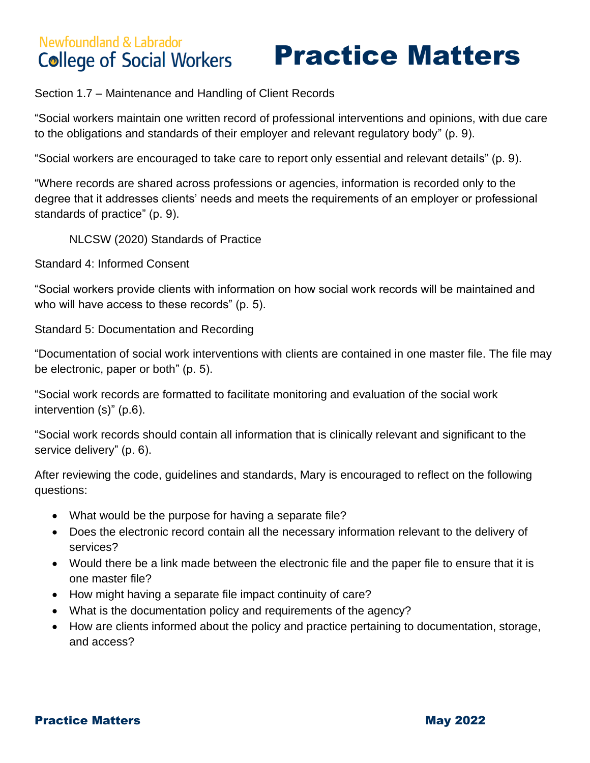Section 1.7 – Maintenance and Handling of Client Records

"Social workers maintain one written record of professional interventions and opinions, with due care to the obligations and standards of their employer and relevant regulatory body" (p. 9).

"Social workers are encouraged to take care to report only essential and relevant details" (p. 9).

"Where records are shared across professions or agencies, information is recorded only to the degree that it addresses clients' needs and meets the requirements of an employer or professional standards of practice" (p. 9).

NLCSW (2020) Standards of Practice

Standard 4: Informed Consent

"Social workers provide clients with information on how social work records will be maintained and who will have access to these records" (p. 5).

Standard 5: Documentation and Recording

"Documentation of social work interventions with clients are contained in one master file. The file may be electronic, paper or both" (p. 5).

"Social work records are formatted to facilitate monitoring and evaluation of the social work intervention (s)" (p.6).

"Social work records should contain all information that is clinically relevant and significant to the service delivery" (p. 6).

After reviewing the code, guidelines and standards, Mary is encouraged to reflect on the following questions:

- What would be the purpose for having a separate file?
- Does the electronic record contain all the necessary information relevant to the delivery of services?
- Would there be a link made between the electronic file and the paper file to ensure that it is one master file?
- How might having a separate file impact continuity of care?
- What is the documentation policy and requirements of the agency?
- How are clients informed about the policy and practice pertaining to documentation, storage, and access?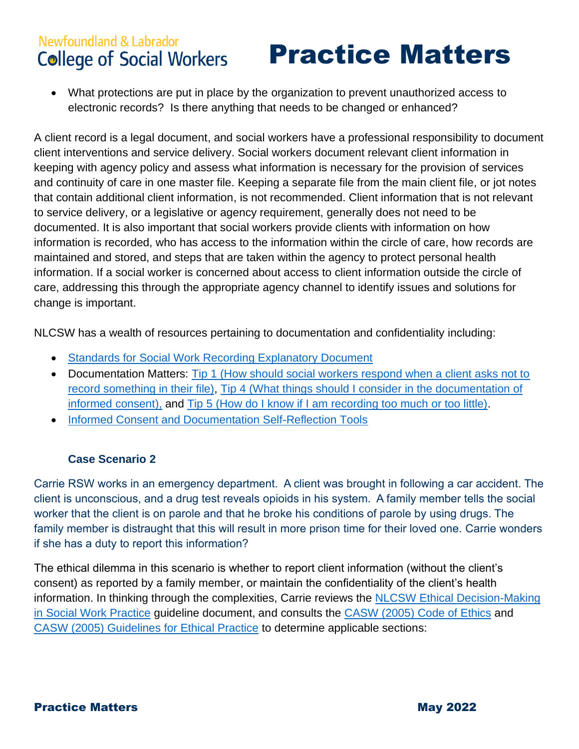- What protections are put in place by the organization to prevent unauthorized access to electronic records? Is there anything that needs to be changed or enhanced?

A client record is a legal document, and social workers have a professional responsibility to document client interventions and service delivery. Social workers document relevant client information in keeping with agency policy and assess what information is necessary for the provision of services and continuity of care in one master file. Keeping a separate file from the main client file, or jot notes that contain additional client information, is not recommended. Client information that is not relevant to service delivery, or a legislative or agency requirement, generally does not need to be documented. It is also important that social workers provide clients with information on how information is recorded, who has access to the information within the circle of care, how records are maintained and stored, and steps that are taken within the agency to protect personal health information. If a social worker is concerned about access to client information outside the circle of care, addressing this through the appropriate agency channel to identify issues and solutions for change is important.

NLCSW has a wealth of resources pertaining to documentation and confidentiality including:

- Standards for Social Work Recording Explanatory Document
- Documentation Matters: Tip 1 (How should social workers respond when a client asks not to record something in their file), Tip 4 (What things should I consider in the documentation of informed consent), and Tip 5 (How do I know if I am recording too much or too little).
- Informed Consent and Documentation Self-Reflection Tools

### Case Scenario 2

Carrie RSW works in an emergency department. A client was brought in following a car accident. The client is unconscious, and a drug test reveals opioids in his system. A family member tells the social worker that the client is on parole and that he broke his conditions of parole by using drugs. The family member is distraught that this will result in more prison time for their loved one. Carrie wonders if she has a duty to report this information?

The ethical dilemma in this scenario is whether to report client information (without the client's consent) as reported by a family member, or maintain the confidentiality of the client's health information. In thinking through the complexities, Carrie reviews the NLCSW Ethical Decision-Making in Social Work Practice guideline document, and consults the CASW (2005) Code of Ethics and CASW (2005) Guidelines for Ethical Practice to determine applicable sections: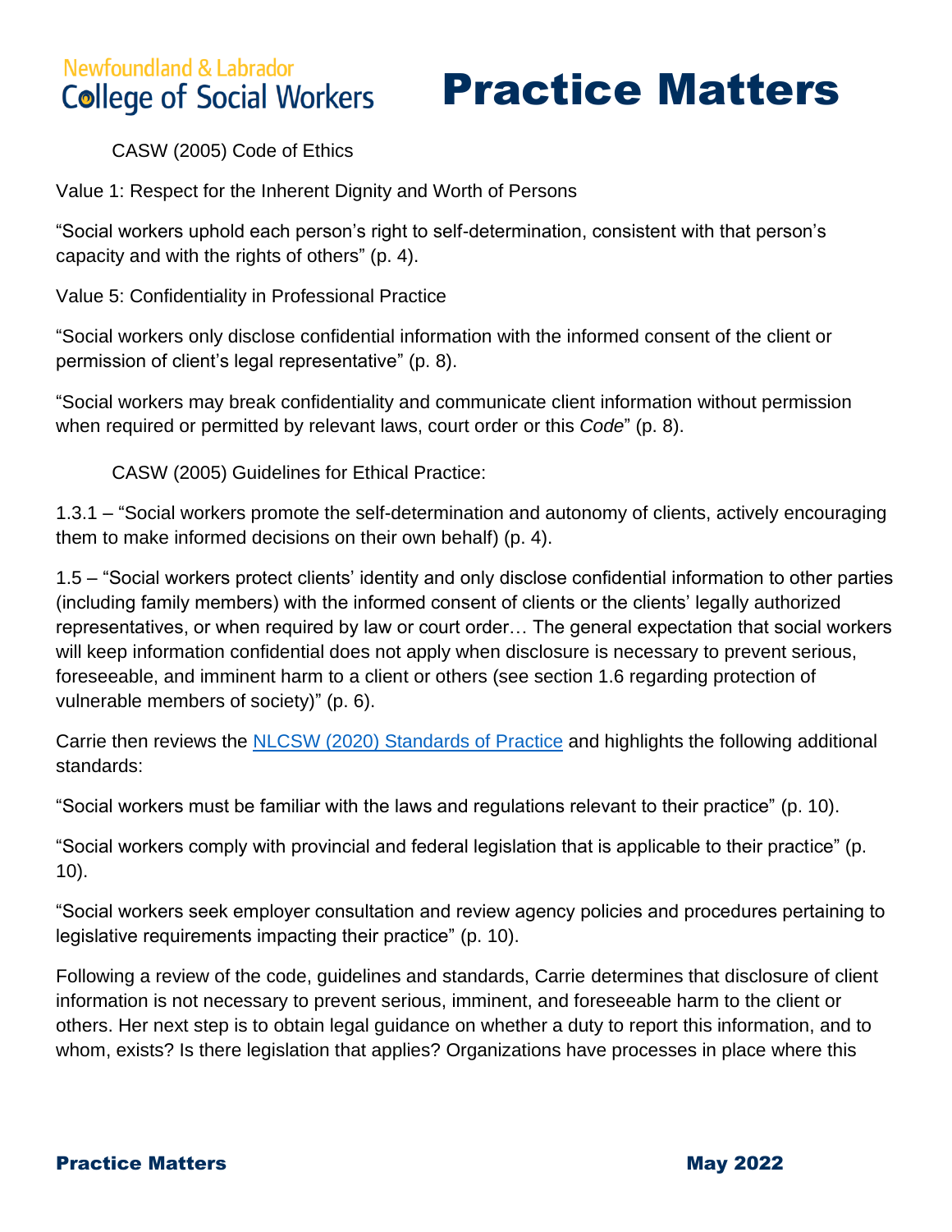CASW (2005) Code of Ethics

Value 1: Respect for the Inherent Dignity and Worth of Persons

"Social workers uphold each person's right to self-determination, consistent with that person's capacity and with the rights of others" (p. 4).

Value 5: Confidentiality in Professional Practice

"Social workers only disclose confidential information with the informed consent of the client or permission of client's legal representative" (p. 8).

"Social workers may break confidentiality and communicate client information without permission when required or permitted by relevant laws, court order or this *Code*" (p. 8).

CASW (2005) Guidelines for Ethical Practice:

1.3.1 – "Social workers promote the self-determination and autonomy of clients, actively encouraging them to make informed decisions on their own behalf) (p. 4).

1.5 – "Social workers protect clients' identity and only disclose confidential information to other parties (including family members) with the informed consent of clients or the clients' legally authorized representatives, or when required by law or court order… The general expectation that social workers will keep information confidential does not apply when disclosure is necessary to prevent serious, foreseeable, and imminent harm to a client or others (see section 1.6 regarding protection of vulnerable members of society)" (p. 6).

Carrie then reviews the [NLCSW (2020) Standards of Practice] and highlights the following additional standards:

"Social workers must be familiar with the laws and regulations relevant to their practice" (p. 10).

"Social workers comply with provincial and federal legislation that is applicable to their practice" (p. 10).

"Social workers seek employer consultation and review agency policies and procedures pertaining to legislative requirements impacting their practice" (p. 10).

Following a review of the code, guidelines and standards, Carrie determines that disclosure of client information is not necessary to prevent serious, imminent, and foreseeable harm to the client or others. Her next step is to obtain legal guidance on whether a duty to report this information, and to whom, exists? Is there legislation that applies? Organizations have processes in place where this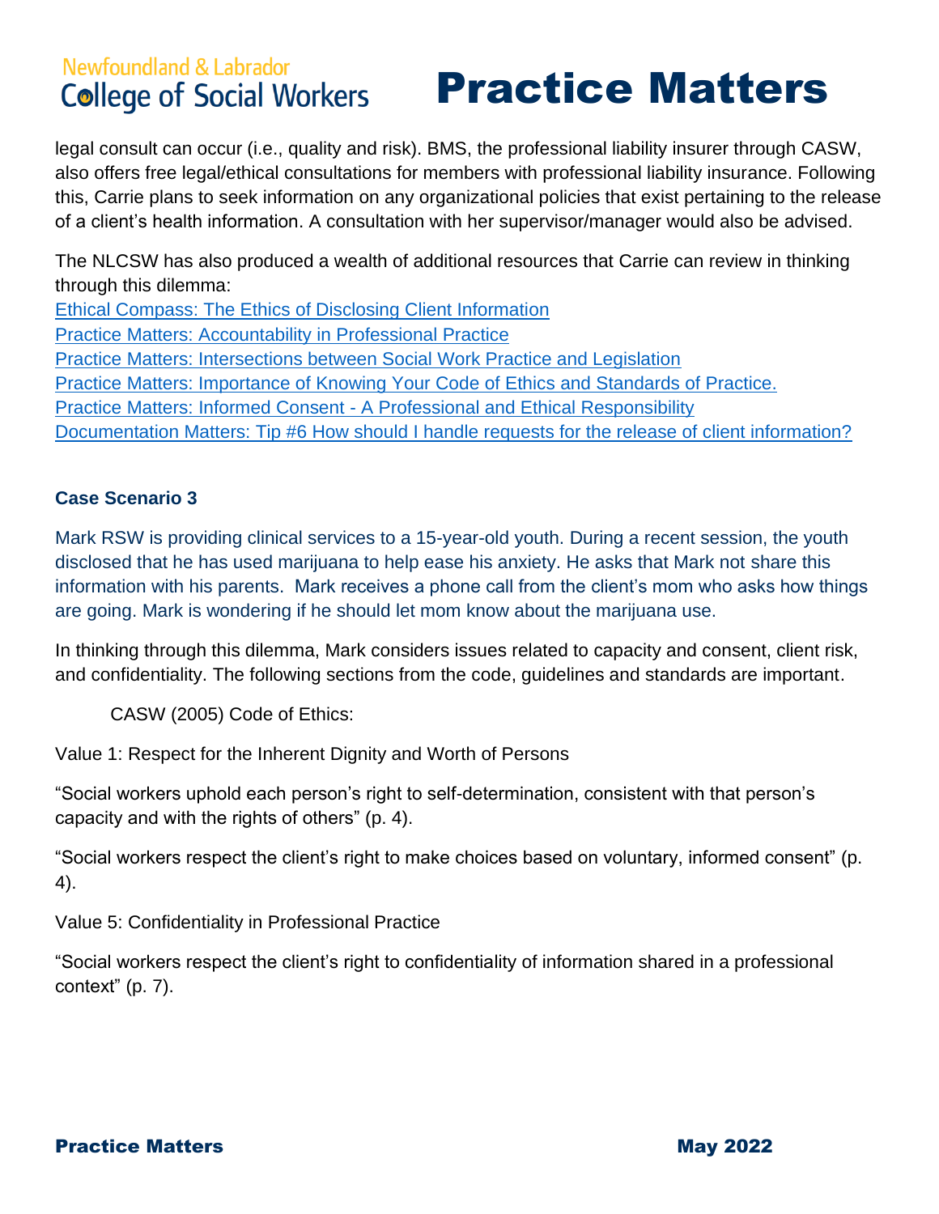legal consult can occur (i.e., quality and risk). BMS, the professional liability insurer through CASW, also offers free legal/ethical consultations for members with professional liability insurance. Following this, Carrie plans to seek information on any organizational policies that exist pertaining to the release of a client's health information. A consultation with her supervisor/manager would also be advised.

The NLCSW has also produced a wealth of additional resources that Carrie can review in thinking through this dilemma:
Ethical Compass: The Ethics of Disclosing Client Information
Practice Matters: Accountability in Professional Practice
Practice Matters: Intersections between Social Work Practice and Legislation
Practice Matters: Importance of Knowing Your Code of Ethics and Standards of Practice.
Practice Matters: Informed Consent - A Professional and Ethical Responsibility
Documentation Matters: Tip #6 How should I handle requests for the release of client information?

### Case Scenario 3

Mark RSW is providing clinical services to a 15-year-old youth. During a recent session, the youth disclosed that he has used marijuana to help ease his anxiety. He asks that Mark not share this information with his parents. Mark receives a phone call from the client's mom who asks how things are going. Mark is wondering if he should let mom know about the marijuana use.

In thinking through this dilemma, Mark considers issues related to capacity and consent, client risk, and confidentiality. The following sections from the code, guidelines and standards are important.

CASW (2005) Code of Ethics:

Value 1: Respect for the Inherent Dignity and Worth of Persons

"Social workers uphold each person's right to self-determination, consistent with that person's capacity and with the rights of others" (p. 4).

"Social workers respect the client's right to make choices based on voluntary, informed consent" (p. 4).

Value 5: Confidentiality in Professional Practice

"Social workers respect the client's right to confidentiality of information shared in a professional context" (p. 7).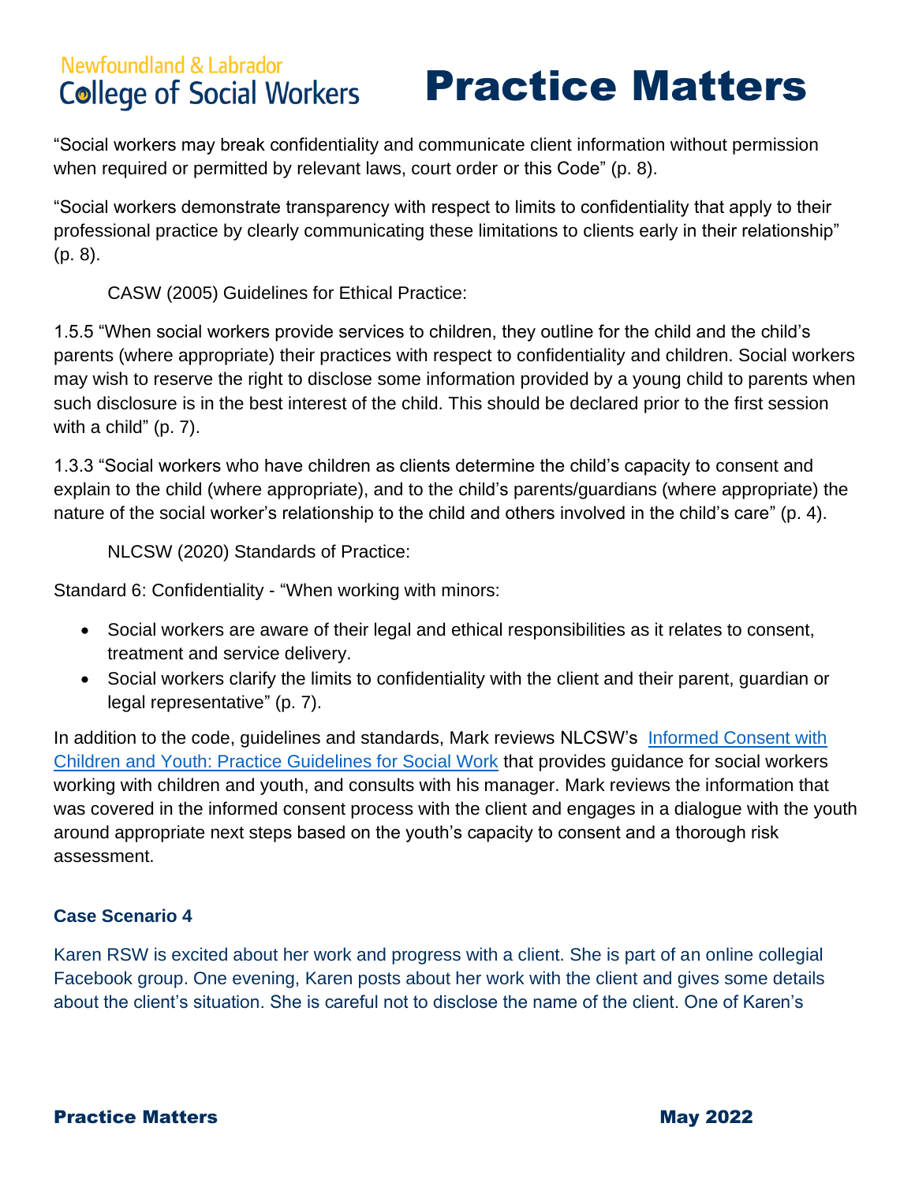"Social workers may break confidentiality and communicate client information without permission when required or permitted by relevant laws, court order or this Code" (p. 8).

"Social workers demonstrate transparency with respect to limits to confidentiality that apply to their professional practice by clearly communicating these limitations to clients early in their relationship" (p. 8).

CASW (2005) Guidelines for Ethical Practice:

1.5.5 "When social workers provide services to children, they outline for the child and the child's parents (where appropriate) their practices with respect to confidentiality and children. Social workers may wish to reserve the right to disclose some information provided by a young child to parents when such disclosure is in the best interest of the child. This should be declared prior to the first session with a child" (p. 7).

1.3.3 "Social workers who have children as clients determine the child's capacity to consent and explain to the child (where appropriate), and to the child's parents/guardians (where appropriate) the nature of the social worker's relationship to the child and others involved in the child's care" (p. 4).

NLCSW (2020) Standards of Practice:

Standard 6: Confidentiality - "When working with minors:

- Social workers are aware of their legal and ethical responsibilities as it relates to consent, treatment and service delivery.
- Social workers clarify the limits to confidentiality with the client and their parent, guardian or legal representative" (p. 7).

In addition to the code, guidelines and standards, Mark reviews NLCSW's Informed Consent with Children and Youth: Practice Guidelines for Social Work that provides guidance for social workers working with children and youth, and consults with his manager. Mark reviews the information that was covered in the informed consent process with the client and engages in a dialogue with the youth around appropriate next steps based on the youth's capacity to consent and a thorough risk assessment.

### Case Scenario 4

Karen RSW is excited about her work and progress with a client. She is part of an online collegial Facebook group. One evening, Karen posts about her work with the client and gives some details about the client's situation. She is careful not to disclose the name of the client. One of Karen's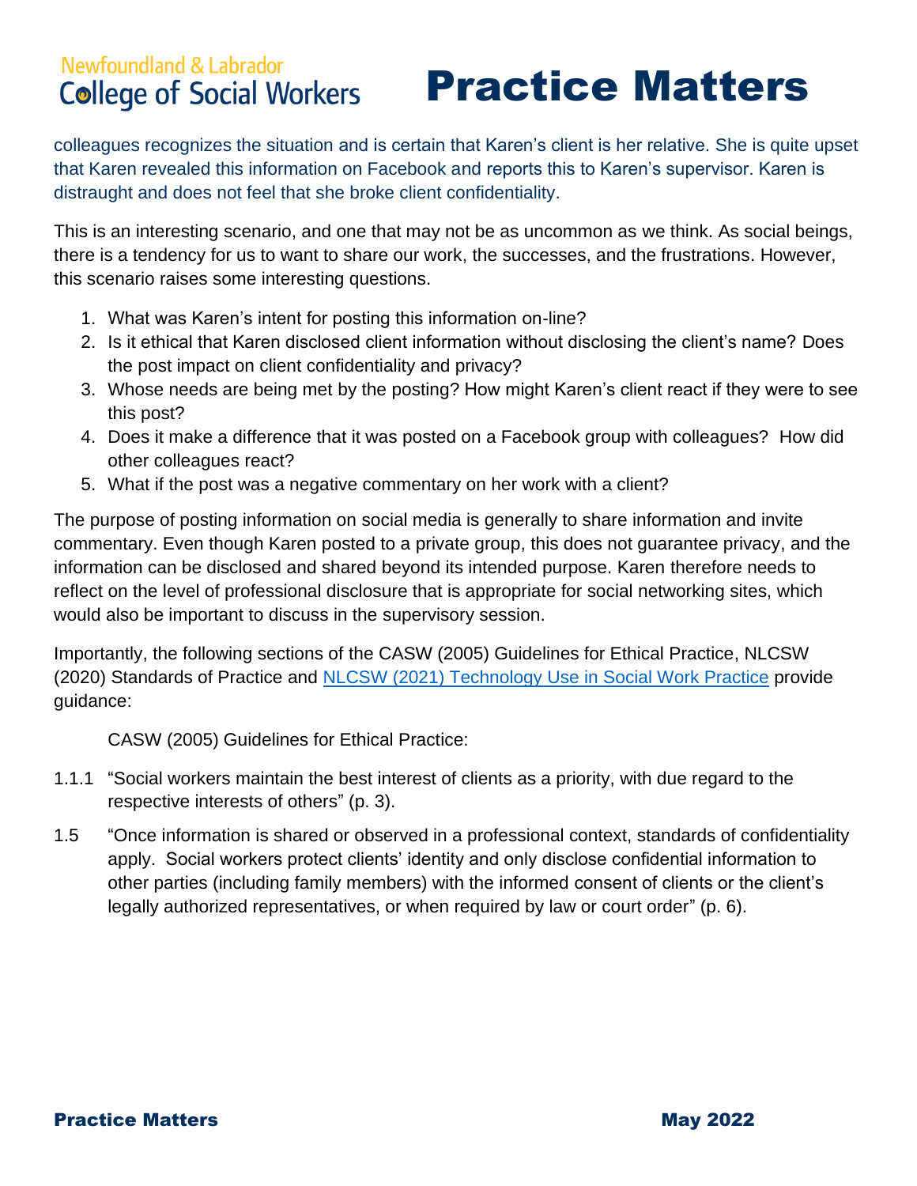colleagues recognizes the situation and is certain that Karen's client is her relative. She is quite upset that Karen revealed this information on Facebook and reports this to Karen's supervisor. Karen is distraught and does not feel that she broke client confidentiality.

This is an interesting scenario, and one that may not be as uncommon as we think. As social beings, there is a tendency for us to want to share our work, the successes, and the frustrations. However, this scenario raises some interesting questions.

1. What was Karen's intent for posting this information on-line?
2. Is it ethical that Karen disclosed client information without disclosing the client's name? Does the post impact on client confidentiality and privacy?
3. Whose needs are being met by the posting? How might Karen's client react if they were to see this post?
4. Does it make a difference that it was posted on a Facebook group with colleagues? How did other colleagues react?
5. What if the post was a negative commentary on her work with a client?

The purpose of posting information on social media is generally to share information and invite commentary. Even though Karen posted to a private group, this does not guarantee privacy, and the information can be disclosed and shared beyond its intended purpose. Karen therefore needs to reflect on the level of professional disclosure that is appropriate for social networking sites, which would also be important to discuss in the supervisory session.

Importantly, the following sections of the CASW (2005) Guidelines for Ethical Practice, NLCSW (2020) Standards of Practice and NLCSW (2021) Technology Use in Social Work Practice provide guidance:

CASW (2005) Guidelines for Ethical Practice:

1.1.1 "Social workers maintain the best interest of clients as a priority, with due regard to the respective interests of others" (p. 3).

1.5 "Once information is shared or observed in a professional context, standards of confidentiality apply. Social workers protect clients' identity and only disclose confidential information to other parties (including family members) with the informed consent of clients or the client's legally authorized representatives, or when required by law or court order" (p. 6).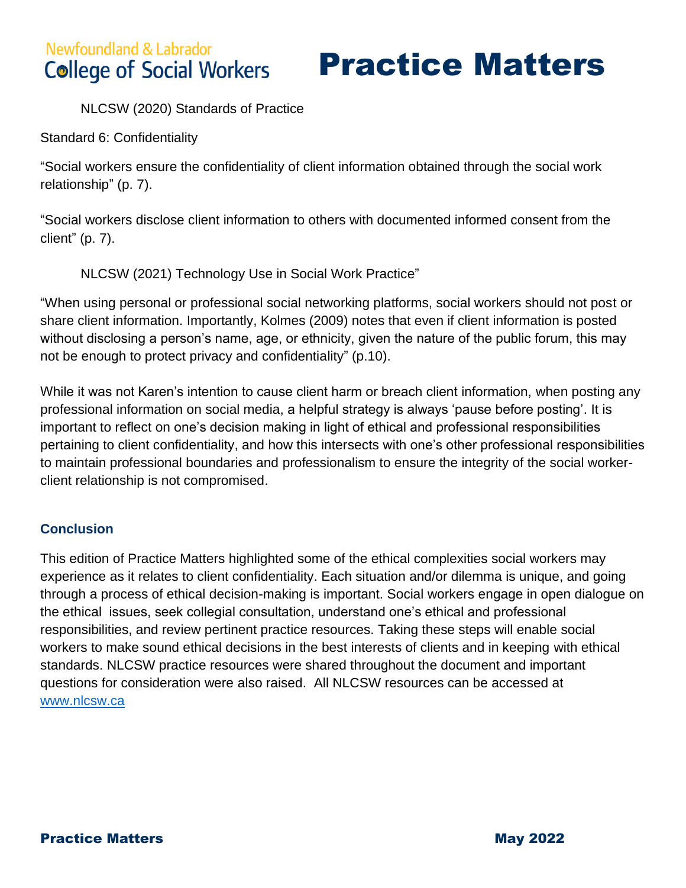NLCSW (2020) Standards of Practice

Standard 6: Confidentiality

"Social workers ensure the confidentiality of client information obtained through the social work relationship" (p. 7).

"Social workers disclose client information to others with documented informed consent from the client" (p. 7).

NLCSW (2021) Technology Use in Social Work Practice"

"When using personal or professional social networking platforms, social workers should not post or share client information. Importantly, Kolmes (2009) notes that even if client information is posted without disclosing a person's name, age, or ethnicity, given the nature of the public forum, this may not be enough to protect privacy and confidentiality" (p.10).

While it was not Karen's intention to cause client harm or breach client information, when posting any professional information on social media, a helpful strategy is always 'pause before posting'. It is important to reflect on one's decision making in light of ethical and professional responsibilities pertaining to client confidentiality, and how this intersects with one's other professional responsibilities to maintain professional boundaries and professionalism to ensure the integrity of the social worker-client relationship is not compromised.

### Conclusion

This edition of Practice Matters highlighted some of the ethical complexities social workers may experience as it relates to client confidentiality. Each situation and/or dilemma is unique, and going through a process of ethical decision-making is important. Social workers engage in open dialogue on the ethical issues, seek collegial consultation, understand one's ethical and professional responsibilities, and review pertinent practice resources. Taking these steps will enable social workers to make sound ethical decisions in the best interests of clients and in keeping with ethical standards. NLCSW practice resources were shared throughout the document and important questions for consideration were also raised. All NLCSW resources can be accessed at www.nlcsw.ca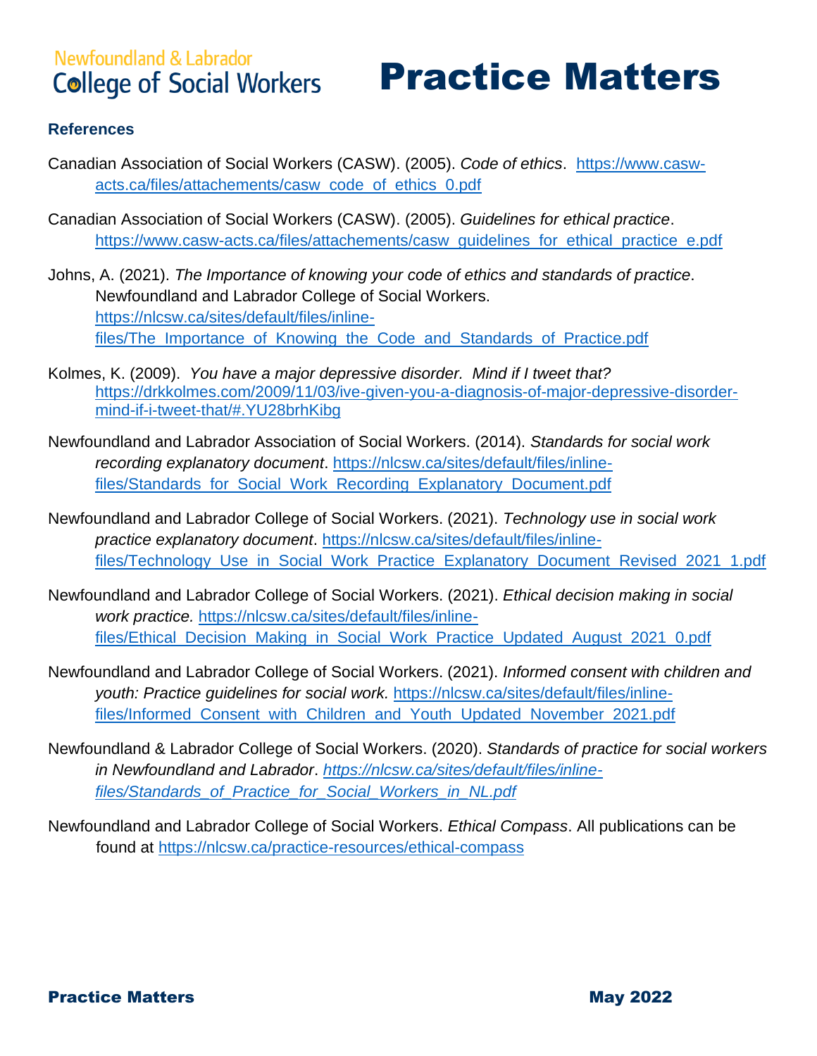### References

Canadian Association of Social Workers (CASW). (2005). *Code of ethics*. https://www.casw-acts.ca/files/attachements/casw_code_of_ethics_0.pdf

Canadian Association of Social Workers (CASW). (2005). *Guidelines for ethical practice*. https://www.casw-acts.ca/files/attachements/casw_guidelines_for_ethical_practice_e.pdf

Johns, A. (2021). *The Importance of knowing your code of ethics and standards of practice*. Newfoundland and Labrador College of Social Workers. https://nlcsw.ca/sites/default/files/inline-files/The_Importance_of_Knowing_the_Code_and_Standards_of_Practice.pdf

Kolmes, K. (2009). *You have a major depressive disorder. Mind if I tweet that?* https://drkkolmes.com/2009/11/03/ive-given-you-a-diagnosis-of-major-depressive-disorder-mind-if-i-tweet-that/#.YU28brhKibg

Newfoundland and Labrador Association of Social Workers. (2014). *Standards for social work recording explanatory document*. https://nlcsw.ca/sites/default/files/inline-files/Standards_for_Social_Work_Recording_Explanatory_Document.pdf

Newfoundland and Labrador College of Social Workers. (2021). *Technology use in social work practice explanatory document*. https://nlcsw.ca/sites/default/files/inline-files/Technology_Use_in_Social_Work_Practice_Explanatory_Document_Revised_2021_1.pdf

Newfoundland and Labrador College of Social Workers. (2021). *Ethical decision making in social work practice.* https://nlcsw.ca/sites/default/files/inline-files/Ethical_Decision_Making_in_Social_Work_Practice_Updated_August_2021_0.pdf

Newfoundland and Labrador College of Social Workers. (2021). *Informed consent with children and youth: Practice guidelines for social work.* https://nlcsw.ca/sites/default/files/inline-files/Informed_Consent_with_Children_and_Youth_Updated_November_2021.pdf

Newfoundland & Labrador College of Social Workers. (2020). *Standards of practice for social workers in Newfoundland and Labrador*. *https://nlcsw.ca/sites/default/files/inline-files/Standards_of_Practice_for_Social_Workers_in_NL.pdf*

Newfoundland and Labrador College of Social Workers. *Ethical Compass*. All publications can be found at https://nlcsw.ca/practice-resources/ethical-compass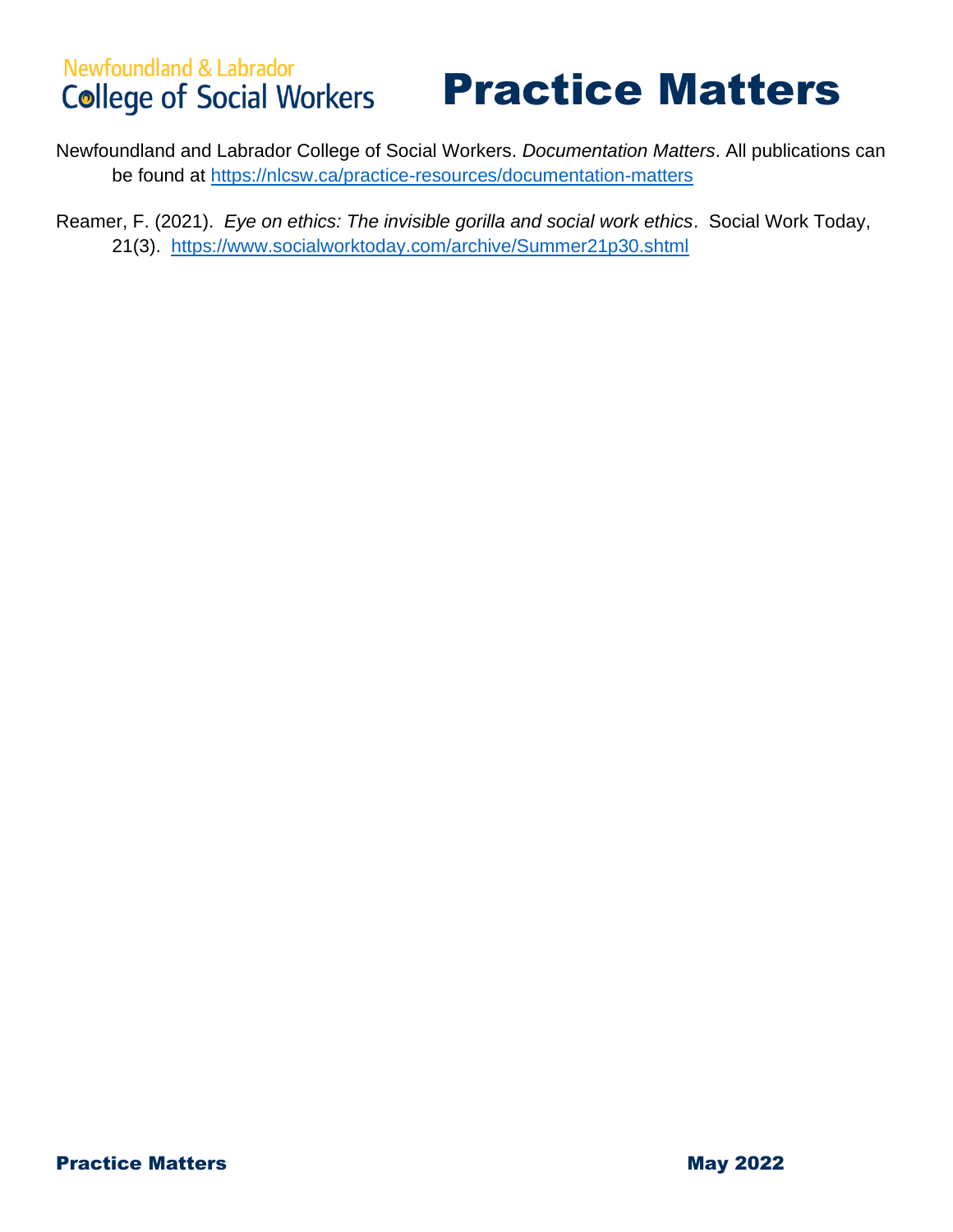Newfoundland and Labrador College of Social Workers. *Documentation Matters*. All publications can be found at https://nlcsw.ca/practice-resources/documentation-matters

Reamer, F. (2021). *Eye on ethics: The invisible gorilla and social work ethics*. Social Work Today, 21(3). https://www.socialworktoday.com/archive/Summer21p30.shtml